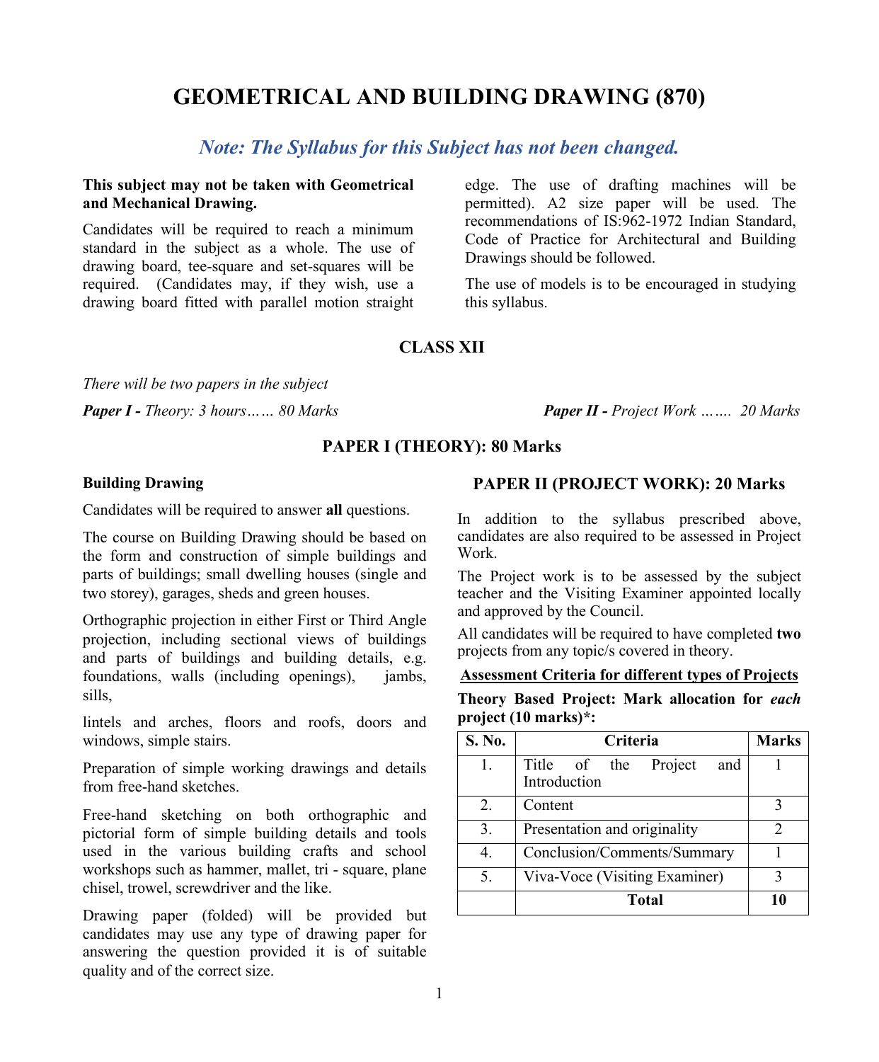# GEOMETRICAL AND BUILDING DRAWING (870)

## *Note: The Syllabus for this Subject has not been changed.*

**This subject may not be taken with Geometrical and Mechanical Drawing.**

Candidates will be required to reach a minimum standard in the subject as a whole. The use of drawing board, tee-square and set-squares will be required. (Candidates may, if they wish, use a drawing board fitted with parallel motion straight edge. The use of drafting machines will be permitted). A2 size paper will be used. The recommendations of IS:962-1972 Indian Standard, Code of Practice for Architectural and Building Drawings should be followed.

The use of models is to be encouraged in studying this syllabus.

### CLASS XII

*There will be two papers in the subject*

***Paper I -*** *Theory: 3 hours…… 80 Marks*

***Paper II -*** *Project Work ……. 20 Marks*

### PAPER I (THEORY): 80 Marks

**Building Drawing**

Candidates will be required to answer **all** questions.

The course on Building Drawing should be based on the form and construction of simple buildings and parts of buildings; small dwelling houses (single and two storey), garages, sheds and green houses.

Orthographic projection in either First or Third Angle projection, including sectional views of buildings and parts of buildings and building details, e.g. foundations, walls (including openings), jambs, sills,

lintels and arches, floors and roofs, doors and windows, simple stairs.

Preparation of simple working drawings and details from free-hand sketches.

Free-hand sketching on both orthographic and pictorial form of simple building details and tools used in the various building crafts and school workshops such as hammer, mallet, tri - square, plane chisel, trowel, screwdriver and the like.

Drawing paper (folded) will be provided but candidates may use any type of drawing paper for answering the question provided it is of suitable quality and of the correct size.

### PAPER II (PROJECT WORK): 20 Marks

In addition to the syllabus prescribed above, candidates are also required to be assessed in Project Work.

The Project work is to be assessed by the subject teacher and the Visiting Examiner appointed locally and approved by the Council.

All candidates will be required to have completed **two** projects from any topic/s covered in theory.

**Assessment Criteria for different types of Projects**

**Theory Based Project: Mark allocation for *each* project (10 marks)*:**

| S. No. | Criteria | Marks |
|---|---|---|
| 1. | Title of the Project and Introduction | 1 |
| 2. | Content | 3 |
| 3. | Presentation and originality | 2 |
| 4. | Conclusion/Comments/Summary | 1 |
| 5. | Viva-Voce (Visiting Examiner) | 3 |
| | **Total** | **10** |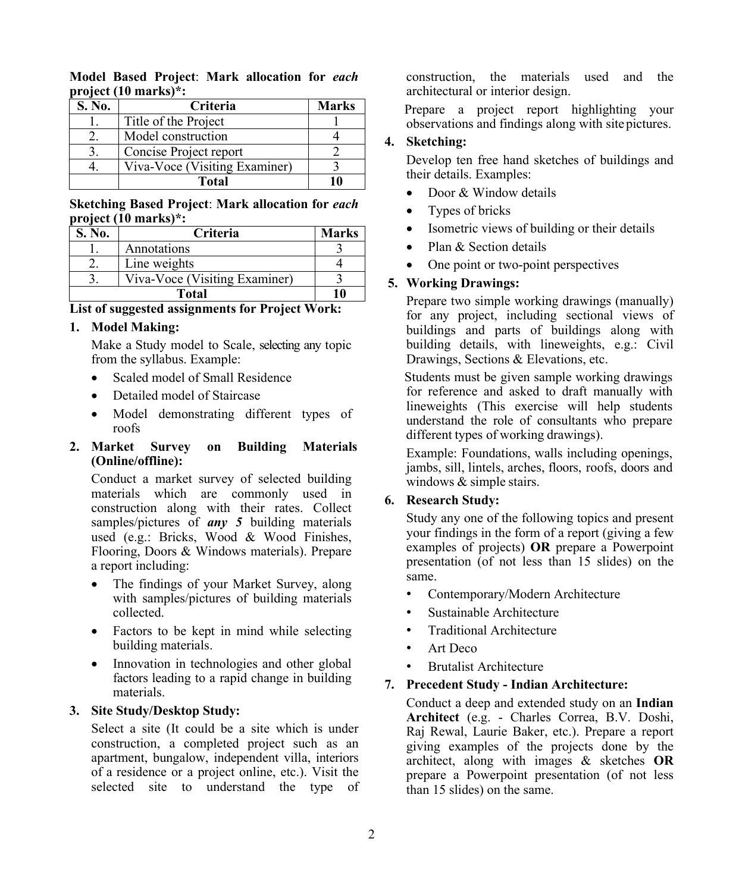**Model Based Project**: **Mark allocation for *each* project (10 marks)*:**

| S. No. | Criteria | Marks |
|---|---|---|
| 1. | Title of the Project | 1 |
| 2. | Model construction | 4 |
| 3. | Concise Project report | 2 |
| 4. | Viva-Voce (Visiting Examiner) | 3 |
| | **Total** | **10** |

**Sketching Based Project**: **Mark allocation for *each* project (10 marks)*:**

| S. No. | Criteria | Marks |
|---|---|---|
| 1. | Annotations | 3 |
| 2. | Line weights | 4 |
| 3. | Viva-Voce (Visiting Examiner) | 3 |
| **Total** | | **10** |

**List of suggested assignments for Project Work:**

1. **Model Making:**

   Make a Study model to Scale, selecting any topic from the syllabus. Example:

   - Scaled model of Small Residence
   - Detailed model of Staircase
   - Model demonstrating different types of roofs

2. **Market Survey on Building Materials (Online/offline):**

   Conduct a market survey of selected building materials which are commonly used in construction along with their rates. Collect samples/pictures of ***any 5*** building materials used (e.g.: Bricks, Wood & Wood Finishes, Flooring, Doors & Windows materials). Prepare a report including:

   - The findings of your Market Survey, along with samples/pictures of building materials collected.
   - Factors to be kept in mind while selecting building materials.
   - Innovation in technologies and other global factors leading to a rapid change in building materials.

3. **Site Study/Desktop Study:**

   Select a site (It could be a site which is under construction, a completed project such as an apartment, bungalow, independent villa, interiors of a residence or a project online, etc.). Visit the selected site to understand the type of construction, the materials used and the architectural or interior design.

   Prepare a project report highlighting your observations and findings along with site pictures.

4. **Sketching:**

   Develop ten free hand sketches of buildings and their details. Examples:

   - Door & Window details
   - Types of bricks
   - Isometric views of building or their details
   - Plan & Section details
   - One point or two-point perspectives

5. **Working Drawings:**

   Prepare two simple working drawings (manually) for any project, including sectional views of buildings and parts of buildings along with building details, with lineweights, e.g.: Civil Drawings, Sections & Elevations, etc.

   Students must be given sample working drawings for reference and asked to draft manually with lineweights (This exercise will help students understand the role of consultants who prepare different types of working drawings).

   Example: Foundations, walls including openings, jambs, sill, lintels, arches, floors, roofs, doors and windows & simple stairs.

6. **Research Study:**

   Study any one of the following topics and present your findings in the form of a report (giving a few examples of projects) **OR** prepare a Powerpoint presentation (of not less than 15 slides) on the same.

   - Contemporary/Modern Architecture
   - Sustainable Architecture
   - Traditional Architecture
   - Art Deco
   - Brutalist Architecture

7. **Precedent Study - Indian Architecture:**

   Conduct a deep and extended study on an **Indian Architect** (e.g. - Charles Correa, B.V. Doshi, Raj Rewal, Laurie Baker, etc.). Prepare a report giving examples of the projects done by the architect, along with images & sketches **OR** prepare a Powerpoint presentation (of not less than 15 slides) on the same.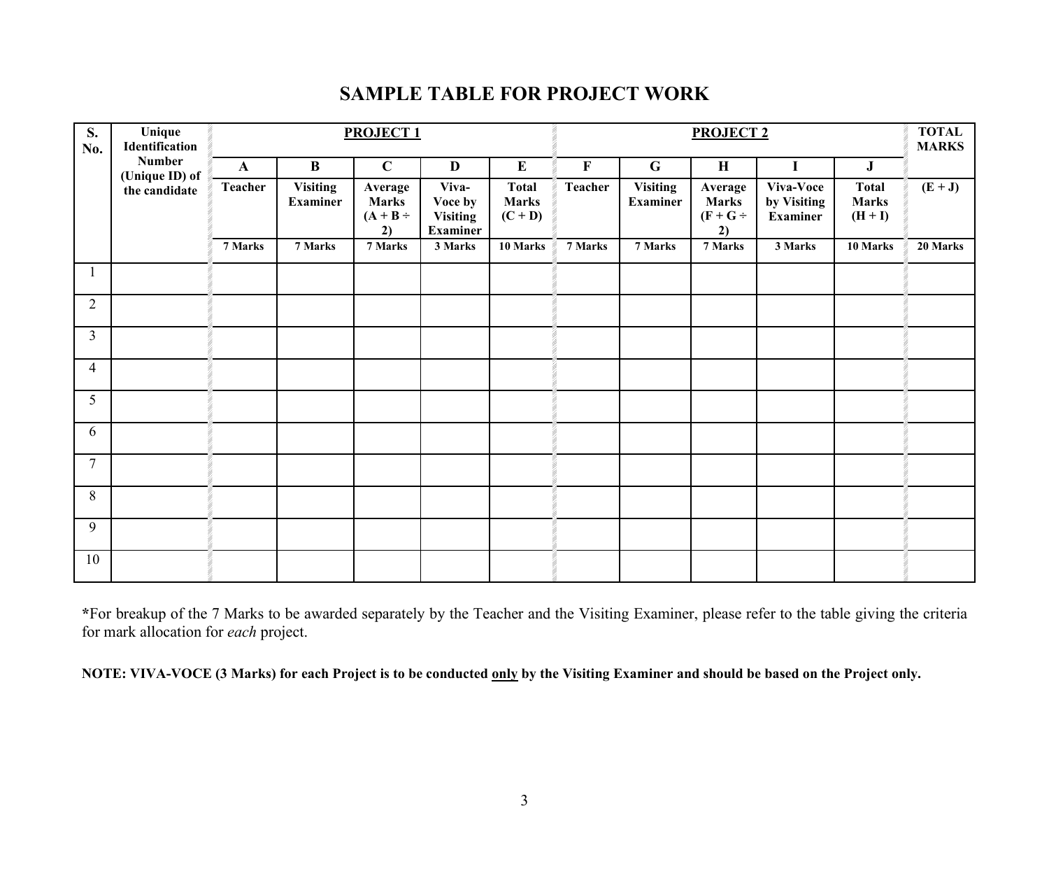# SAMPLE TABLE FOR PROJECT WORK

| S. No. | Unique Identification Number (Unique ID) of the candidate | PROJECT 1 | | | | | PROJECT 2 | | | | | TOTAL MARKS |
|---|---|---|---|---|---|---|---|---|---|---|---|---|
| | | A | B | C | D | E | F | G | H | I | J | |
| | | Teacher | Visiting Examiner | Average Marks (A + B ÷ 2) | Viva-Voce by Visiting Examiner | Total Marks (C + D) | Teacher | Visiting Examiner | Average Marks (F + G ÷ 2) | Viva-Voce by Visiting Examiner | Total Marks (H + I) | (E + J) |
| | | 7 Marks | 7 Marks | 7 Marks | 3 Marks | 10 Marks | 7 Marks | 7 Marks | 7 Marks | 3 Marks | 10 Marks | 20 Marks |
| 1 | | | | | | | | | | | | |
| 2 | | | | | | | | | | | | |
| 3 | | | | | | | | | | | | |
| 4 | | | | | | | | | | | | |
| 5 | | | | | | | | | | | | |
| 6 | | | | | | | | | | | | |
| 7 | | | | | | | | | | | | |
| 8 | | | | | | | | | | | | |
| 9 | | | | | | | | | | | | |
| 10 | | | | | | | | | | | | |

**\***For breakup of the 7 Marks to be awarded separately by the Teacher and the Visiting Examiner, please refer to the table giving the criteria for mark allocation for *each* project.

**NOTE: VIVA-VOCE (3 Marks) for each Project is to be conducted <u>only</u> by the Visiting Examiner and should be based on the Project only.**